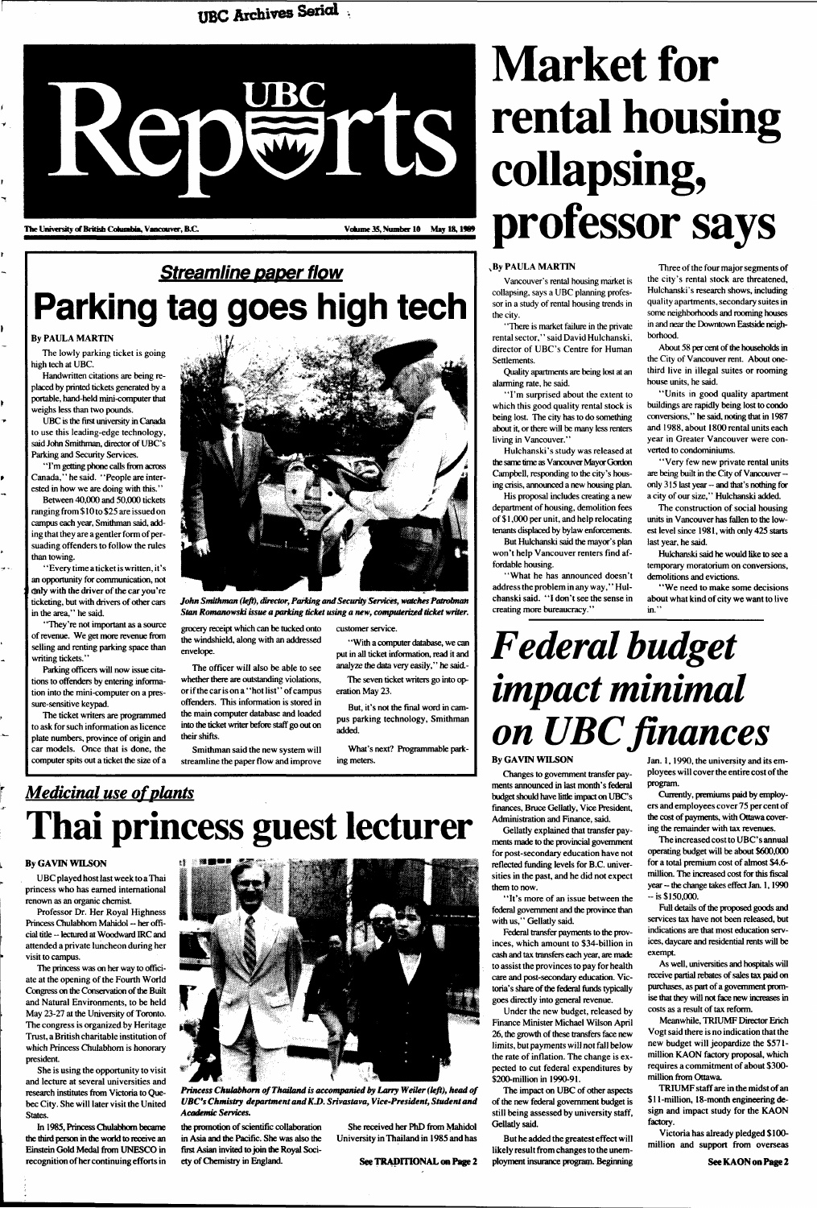UBC Archives Serial

# UBC Reports

The University of British Columbia, Vancouver, B.C. Volume 35, Number 10 May 18, 1989

# Market for rental housing collapsing, professor says

By PAULA MARTIN

Vancouver's rental housing market is collapsing, says a UBC planning professor in a study of rental housing trends in the city.

"There is market failure in the private rental sector," said David Hulchanski, director of UBC's Centre for Human Settlements.

Quality apartments are being lost at an alarming rate, he said.

"I'm surprised about the extent to which this good quality rental stock is being lost. The city has to do something about it, or there will be many less renters living in Vancouver."

Hulchanski's study was released at the same time as Vancouver Mayor Gordon Campbell, responding to the city's housing crisis, announced a new housing plan.

His proposal includes creating a new department of housing, demolition fees of $1,000 per unit, and help relocating tenants displaced by bylaw enforcements.

But Hulchanski said the mayor's plan won't help Vancouver renters find affordable housing.

"What he has announced doesn't address the problem in any way," Hulchanski said. "I don't see the sense in creating more bureaucracy."

Three of the four major segments of the city's rental stock are threatened, Hulchanski's research shows, including quality apartments, secondary suites in some neighborhoods and rooming houses in and near the Downtown Eastside neighborhood.

About 58 per cent of the households in the City of Vancouver rent. About one-third live in illegal suites or rooming house units, he said.

"Units in good quality apartment buildings are rapidly being lost to condo conversions," he said, noting that in 1987 and 1988, about 1800 rental units each year in Greater Vancouver were converted to condominiums.

"Very few new private rental units are being built in the City of Vancouver -- only 315 last year -- and that's nothing for a city of our size," Hulchanski added.

The construction of social housing units in Vancouver has fallen to the lowest level since 1981, with only 425 starts last year, he said.

Hulchanski said he would like to see a temporary moratorium on conversions, demolitions and evictions.

"We need to make some decisions about what kind of city we want to live in."

## Streamline paper flow

# Parking tag goes high tech

By PAULA MARTIN

The lowly parking ticket is going high tech at UBC.

Handwritten citations are being replaced by printed tickets generated by a portable, hand-held mini-computer that weighs less than two pounds.

UBC is the first university in Canada to use this leading-edge technology, said John Smithman, director of UBC's Parking and Security Services.

"I'm getting phone calls from across Canada," he said. "People are interested in how we are doing with this."

Between 40,000 and 50,000 tickets ranging from $10 to $25 are issued on campus each year, Smithman said, adding that they are a gentler form of persuading offenders to follow the rules than towing.

"Every time a ticket is written, it's an opportunity for communication, not only with the driver of the car you're ticketing, but with drivers of other cars in the area," he said.

"They're not important as a source of revenue. We get more revenue from selling and renting parking space than writing tickets."

Parking officers will now issue citations to offenders by entering information into the mini-computer on a pressure-sensitive keypad.

The ticket writers are programmed to ask for such information as licence plate numbers, province of origin and car models. Once that is done, the computer spits out a ticket the size of a grocery receipt which can be tucked onto the windshield, along with an addressed envelope.

The officer will also be able to see whether there are outstanding violations, or if the car is on a "hot list" of campus offenders. This information is stored in the main computer database and loaded into the ticket writer before staff go out on their shifts.

Smithman said the new system will streamline the paper flow and improve customer service.

"With a computer database, we can put in all ticket information, read it and analyze the data very easily," he said.

The seven ticket writers go into operation May 23.

But, it's not the final word in campus parking technology, Smithman added.

What's next? Programmable parking meters.

*John Smithman (left), director, Parking and Security Services, watches Patrolman Stan Romanowski issue a parking ticket using a new, computerized ticket writer.*

## Medicinal use of plants

# Thai princess guest lecturer

By GAVIN WILSON

UBC played host last week to a Thai princess who has earned international renown as an organic chemist.

Professor Dr. Her Royal Highness Princess Chulabhorn Mahidol -- her official title -- lectured at Woodward IRC and attended a private luncheon during her visit to campus.

The princess was on her way to officiate at the opening of the Fourth World Congress on the Conservation of the Built and Natural Environments, to be held May 23-27 at the University of Toronto. The congress is organized by Heritage Trust, a British charitable institution of which Princess Chulabhorn is honorary president.

She is using the opportunity to visit and lecture at several universities and research institutes from Victoria to Quebec City. She will later visit the United States.

In 1985, Princess Chulabhorn became the third person in the world to receive an Einstein Gold Medal from UNESCO in recognition of her continuing efforts in the promotion of scientific collaboration in Asia and the Pacific. She was also the first Asian invited to join the Royal Society of Chemistry in England.

She received her PhD from Mahidol University in Thailand in 1985 and has

*Princess Chulabhorn of Thailand is accompanied by Larry Weiler (left), head of UBC's Chemistry department and K.D. Srivastava, Vice-President, Student and Academic Services.*

See TRADITIONAL on Page 2

# *Federal budget impact minimal on UBC finances*

By GAVIN WILSON

Changes to government transfer payments announced in last month's federal budget should have little impact on UBC's finances, Bruce Gellatly, Vice President, Administration and Finance, said.

Gellatly explained that transfer payments made to the provincial government for post-secondary education have not reflected funding levels for B.C. universities in the past, and he did not expect them to now.

"It's more of an issue between the federal government and the province than with us," Gellatly said.

Federal transfer payments to the provinces, which amount to $34-billion in cash and tax transfers each year, are made to assist the provinces to pay for health care and post-secondary education. Victoria's share of the federal funds typically goes directly into general revenue.

Under the new budget, released by Finance Minister Michael Wilson April 26, the growth of these transfers face new limits, but payments will not fall below the rate of inflation. The change is expected to cut federal expenditures by $200-million in 1990-91.

The impact on UBC of other aspects of the new federal government budget is still being assessed by university staff, Gellatly said.

But he added the greatest effect will likely result from changes to the unemployment insurance program. Beginning Jan. 1, 1990, the university and its employees will cover the entire cost of the program.

Currently, premiums paid by employers and employees cover 75 per cent of the cost of payments, with Ottawa covering the remainder with tax revenues.

The increased cost to UBC's annual operating budget will be about $600,000 for a total premium cost of almost $4.6-million. The increased cost for this fiscal year -- the change takes effect Jan. 1, 1990 -- is $150,000.

Full details of the proposed goods and services tax have not been released, but indications are that most education services, daycare and residential rents will be exempt.

As well, universities and hospitals will receive partial rebates of sales tax paid on purchases, as part of a government promise that they will not face new increases in costs as a result of tax reform.

Meanwhile, TRIUMF Director Erich Vogt said there is no indication that the new budget will jeopardize the $571-million KAON factory proposal, which requires a commitment of about $300-million from Ottawa.

TRIUMF staff are in the midst of an $11-million, 18-month engineering design and impact study for the KAON factory.

Victoria has already pledged $100-million and support from overseas

See KAON on Page 2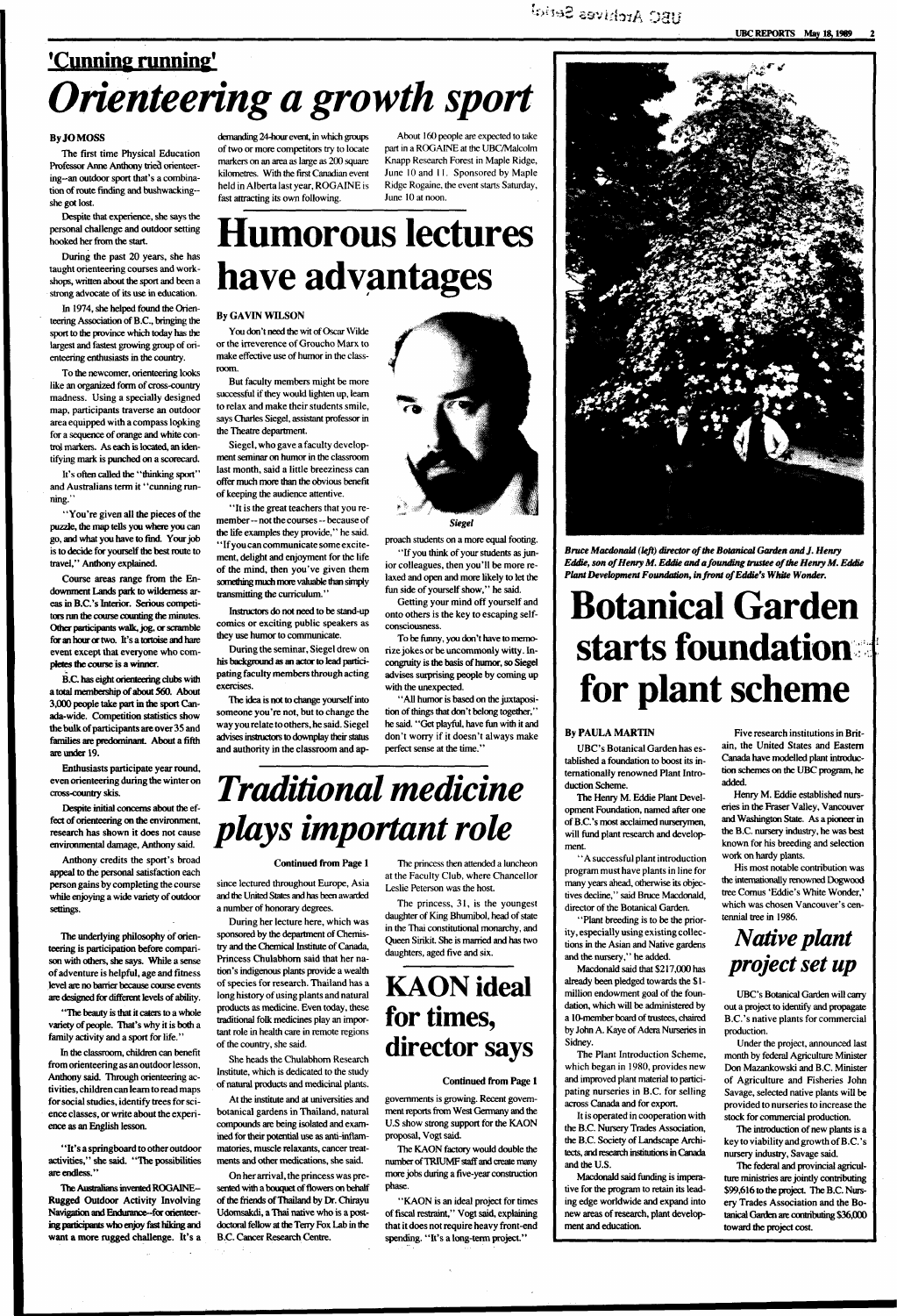## 'Cunning running'

# *Orienteering a growth sport*

**By JO MOSS**

The first time Physical Education Professor Anne Anthony tried orienteering--an outdoor sport that's a combination of route finding and bushwacking--she got lost.

Despite that experience, she says the personal challenge and outdoor setting hooked her from the start.

During the past 20 years, she has taught orienteering courses and workshops, written about the sport and been a strong advocate of its use in education.

In 1974, she helped found the Orienteering Association of B.C., bringing the sport to the province which today has the largest and fastest growing group of orienteering enthusiasts in the country.

To the newcomer, orienteering looks like an organized form of cross-country madness. Using a specially designed map, participants traverse an outdoor area equipped with a compass looking for a sequence of orange and white control markers. As each is located, an identifying mark is punched on a scorecard.

It's often called the "thinking sport" and Australians term it "cunning running."

"You're given all the pieces of the puzzle, the map tells you where you can go, and what you have to find. Your job is to decide for yourself the best route to travel," Anthony explained.

Course areas range from the Endowment Lands park to wilderness areas in B.C.'s Interior. Serious competitors run the course counting the minutes. Other participants walk, jog, or scramble for an hour or two. It's a tortoise and hare event except that everyone who completes the course is a winner.

B.C. has eight orienteering clubs with a total membership of about 560. About 3,000 people take part in the sport Canada-wide. Competition statistics show the bulk of participants are over 35 and families are predominant. About a fifth are under 19.

Enthusiasts participate year round, even orienteering during the winter on cross-country skis.

Despite initial concerns about the effect of orienteering on the environment, research has shown it does not cause environmental damage, Anthony said.

Anthony credits the sport's broad appeal to the personal satisfaction each person gains by completing the course while enjoying a wide variety of outdoor settings.

The underlying philosophy of orienteering is participation before comparison with others, she says. While a sense of adventure is helpful, age and fitness level are no barrier because course events are designed for different levels of ability.

"The beauty is that it caters to a whole variety of people. That's why it is both a family activity and a sport for life."

In the classroom, children can benefit from orienteering as an outdoor lesson, Anthony said. Through orienteering activities, children can learn to read maps for social studies, identify trees for science classes, or write about the experience as an English lesson.

"It's a springboard to other outdoor activities," she said. "The possibilities are endless."

The Australians invented ROGAINE--Rugged Outdoor Activity Involving Navigation and Endurance--for orienteering participants who enjoy fast hiking and want a more rugged challenge. It's a demanding 24-hour event, in which groups of two or more competitors try to locate markers on an area as large as 200 square kilometres. With the first Canadian event held in Alberta last year, ROGAINE is fast attracting its own following.

About 160 people are expected to take part in a ROGAINE at the UBC/Malcolm Knapp Research Forest in Maple Ridge, June 10 and 11. Sponsored by Maple Ridge Rogaine, the event starts Saturday, June 10 at noon.

# Humorous lectures have advantages

**By GAVIN WILSON**

You don't need the wit of Oscar Wilde or the irreverence of Groucho Marx to make effective use of humor in the classroom.

But faculty members might be more successful if they would lighten up, learn to relax and make their students smile, says Charles Siegel, assistant professor in the Theatre department.

Siegel, who gave a faculty development seminar on humor in the classroom last month, said a little breeziness can offer much more than the obvious benefit of keeping the audience attentive.

"It is the great teachers that you remember -- not the courses -- because of the life examples they provide," he said. "If you can communicate some excitement, delight and enjoyment for the life of the mind, then you've given them something much more valuable than simply transmitting the curriculum."

Instructors do not need to be stand-up comics or exciting public speakers as they use humor to communicate.

During the seminar, Siegel drew on his background as an actor to lead participating faculty members through acting exercises.

The idea is not to change yourself into someone you're not, but to change the way you relate to others, he said. Siegel advises instructors to downplay their status and authority in the classroom and approach students on a more equal footing.

*Siegel*

"If you think of your students as junior colleagues, then you'll be more relaxed and open and more likely to let the fun side of yourself show," he said.

Getting your mind off yourself and onto others is the key to escaping self-consciousness.

To be funny, you don't have to memorize jokes or be uncommonly witty. Incongruity is the basis of humor, so Siegel advises surprising people by coming up with the unexpected.

"All humor is based on the juxtaposition of things that don't belong together," he said. "Get playful, have fun with it and don't worry if it doesn't always make perfect sense at the time."

# *Traditional medicine plays important role*

**Continued from Page 1**

since lectured throughout Europe, Asia and the United States and has been awarded a number of honorary degrees.

During her lecture here, which was sponsored by the department of Chemistry and the Chemical Institute of Canada, Princess Chulabhorn said that her nation's indigenous plants provide a wealth of species for research. Thailand has a long history of using plants and natural products as medicine. Even today, these traditional folk medicines play an important role in health care in remote regions of the country, she said.

She heads the Chulabhorn Research Institute, which is dedicated to the study of natural products and medicinal plants.

At the institute and at universities and botanical gardens in Thailand, natural compounds are being isolated and examined for their potential use as anti-inflammatories, muscle relaxants, cancer treatments and other medications, she said.

On her arrival, the princess was presented with a bouquet of flowers on behalf of the friends of Thailand by Dr. Chirayu Udomsakdi, a Thai native who is a post-doctoral fellow at the Terry Fox Lab in the B.C. Cancer Research Centre.

The princess then attended a luncheon at the Faculty Club, where Chancellor Leslie Peterson was the host.

The princess, 31, is the youngest daughter of King Bhumibol, head of state in the Thai constitutional monarchy, and Queen Sirikit. She is married and has two daughters, aged five and six.

# KAON ideal for times, director says

**Continued from Page 1**

governments is growing. Recent government reports from West Germany and the U.S show strong support for the KAON proposal, Vogt said.

The KAON factory would double the number of TRIUMF staff and create many more jobs during a five-year construction phase.

"KAON is an ideal project for times of fiscal restraint," Vogt said, explaining that it does not require heavy front-end spending. "It's a long-term project."

***Bruce Macdonald (left) director of the Botanical Garden and J. Henry Eddie, son of Henry M. Eddie and a founding trustee of the Henry M. Eddie Plant Development Foundation, in front of Eddie's White Wonder.***

# Botanical Garden starts foundation for plant scheme

**By PAULA MARTIN**

UBC's Botanical Garden has established a foundation to boost its internationally renowned Plant Introduction Scheme.

The Henry M. Eddie Plant Development Foundation, named after one of B.C.'s most acclaimed nurserymen, will fund plant research and development.

"A successful plant introduction program must have plants in line for many years ahead, otherwise its objectives decline," said Bruce Macdonald, director of the Botanical Garden.

"Plant breeding is to be the priority, especially using existing collections in the Asian and Native gardens and the nursery," he added.

Macdonald said that $217,000 has already been pledged towards the $1-million endowment goal of the foundation, which will be administered by a 10-member board of trustees, chaired by John A. Kaye of Adera Nurseries in Sidney.

The Plant Introduction Scheme, which began in 1980, provides new and improved plant material to participating nurseries in B.C. for selling across Canada and for export.

It is operated in cooperation with the B.C. Nursery Trades Association, the B.C. Society of Landscape Architects, and research institutions in Canada and the U.S.

Macdonald said funding is imperative for the program to retain its leading edge worldwide and expand into new areas of research, plant development and education.

Five research institutions in Britain, the United States and Eastern Canada have modelled plant introduction schemes on the UBC program, he added.

Henry M. Eddie established nurseries in the Fraser Valley, Vancouver and Washington State. As a pioneer in the B.C. nursery industry, he was best known for his breeding and selection work on hardy plants.

His most notable contribution was the internationally renowned Dogwood tree Cornus 'Eddie's White Wonder,' which was chosen Vancouver's centennial tree in 1986.

## *Native plant project set up*

UBC's Botanical Garden will carry out a project to identify and propagate B.C.'s native plants for commercial production.

Under the project, announced last month by federal Agriculture Minister Don Mazankowski and B.C. Minister of Agriculture and Fisheries John Savage, selected native plants will be provided to nurseries to increase the stock for commercial production.

The introduction of new plants is a key to viability and growth of B.C.'s nursery industry, Savage said.

The federal and provincial agriculture ministries are jointly contributing $99,616 to the project. The B.C. Nursery Trades Association and the Botanical Garden are contributing $36,000 toward the project cost.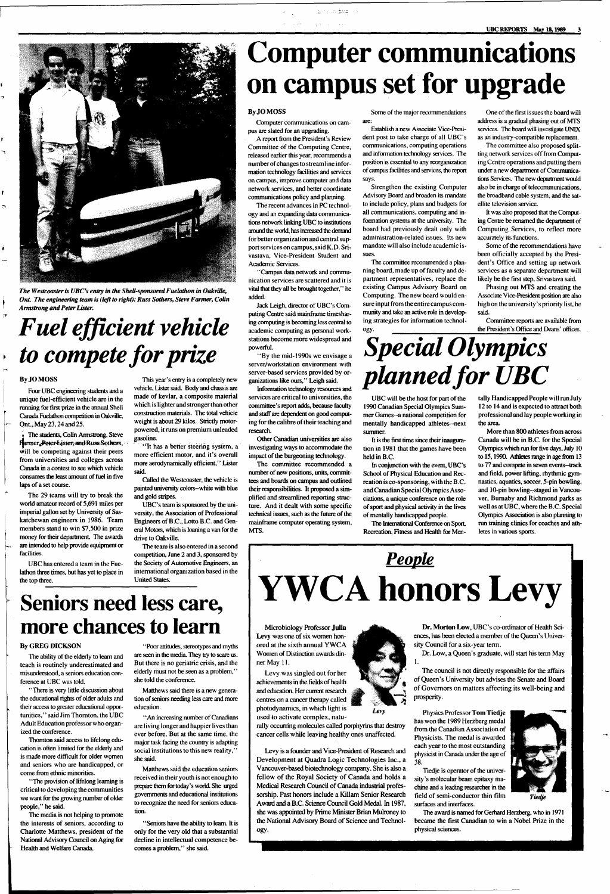# Computer communications on campus set for upgrade

By JO MOSS

Computer communications on campus are slated for an upgrading.

A report from the President's Review Committee of the Computing Centre, released earlier this year, recommends a number of changes to streamline information technology facilities and services on campus, improve computer and data network services, and better coordinate communications policy and planning.

The recent advances in PC technology and an expanding data communications network linking UBC to institutions around the world, has increased the demand for better organization and central support services on campus, said K.D. Srivastava, Vice-President Student and Academic Services.

"Campus data network and communication services are scattered and it is vital that they all be brought together," he added.

Jack Leigh, director of UBC's Computing Centre said mainframe timesharing computing is becoming less central to academic computing as personal workstations become more widespread and powerful.

"By the mid-1990s we envisage a server/workstation environment with server-based services provided by organizations like ours," Leigh said.

Information technology resources and services are critical to universities, the committee's report adds, because faculty and staff are dependent on good computing for the calibre of their teaching and research.

Other Canadian universities are also investigating ways to accommodate the impact of the burgeoning technology.

The committee recommended a number of new positions, units, committees and boards on campus and outlined their responsibilities. It proposed a simplified and streamlined reporting structure. And it dealt with some specific technical issues, such as the future of the mainframe computer operating system, MTS.

Some of the major recommendations are:

Establish a new Associate Vice-President post to take charge of all UBC's communications, computing operations and information technology services. The position is essential to any reorganization of campus facilities and services, the report says.

Strengthen the existing Computer Advisory Board and broaden its mandate to include policy, plans and budgets for all communications, computing and information systems at the university. The board had previously dealt only with administration-related issues. Its new mandate will also include academic issues.

The committee recommended a planning board, made up of faculty and department representatives, replace the existing Campus Advisory Board on Computing. The new board would ensure input from the entire campus community and take an active role in developing strategies for information technology.

One of the first issues the board will address is a gradual phasing out of MTS services. The board will investigate UNIX as an industry-compatible replacement.

The committee also proposed splitting network services off from Computing Centre operations and putting them under a new department of Communications Services. The new department would also be in charge of telecommunications, the broadband cable system, and the satellite television service.

It was also proposed that the Computing Centre be renamed the department of Computing Services, to reflect more accurately its functions.

Some of the recommendations have been officially accepted by the President's Office and setting up network services as a separate department will likely be the first step, Srivastava said.

Phasing out MTS and creating the Associate Vice-President position are also high on the university's priority list, he said.

Committee reports are available from the President's Office and Deans' offices.

*The Westcoaster is UBC's entry in the Shell-sponsored Fuelathon in Oakville, Ont. The engineering team is (left to right): Russ Sothers, Steve Farmer, Colin Armstrong and Peter Lister.*

# *Fuel efficient vehicle to compete for prize*

By JO MOSS

Four UBC engineering students and a unique fuel-efficient vehicle are in the running for first prize in the annual Shell Canada Fuelathon competition in Oakville, Ont., May 23, 24 and 25.

The students, Colin Armstrong, Steve Farmer, Peter Lister, and Russ Sothers, will be competing against their peers from universities and colleges across Canada in a contest to see which vehicle consumes the least amount of fuel in five laps of a set course.

The 29 teams will try to break the world amateur record of 5,691 miles per imperial gallon set by University of Saskatchewan engineers in 1986. Team members stand to win $7,500 in prize money for their department. The awards are intended to help provide equipment or facilities.

UBC has entered a team in the Fuelathon three times, but has yet to place in the top three.

This year's entry is a completely new vehicle, Lister said. Body and chassis are made of kevlar, a composite material which is lighter and stronger than other construction materials. The total vehicle weight is about 29 kilos. Strictly motor-powered, it runs on premium unleaded gasoline.

"It has a better steering system, a more efficient motor, and it's overall more aerodynamically efficient," Lister said.

Called the Westcoaster, the vehicle is painted university colors--white with blue and gold stripes.

UBC's team is sponsored by the university, the Association of Professional Engineers of B.C., Lotto B.C. and General Motors, which is loaning a van for the drive to Oakville.

The team is also entered in a second competition, June 2 and 3, sponsored by the Society of Automotive Engineers, an international organization based in the United States.

# *Special Olympics planned for UBC*

UBC will be the host for part of the 1990 Canadian Special Olympics Summer Games--a national competition for mentally handicapped athletes--next summer.

It is the first time since their inauguration in 1981 that the games have been held in B.C.

In conjunction with the event, UBC's School of Physical Education and Recreation is co-sponsoring, with the B.C. and Canadian Special Olympics Associations, a unique conference on the role of sport and physical activity in the lives of mentally handicapped people.

The International Conference on Sport, Recreation, Fitness and Health for Mentally Handicapped People will run July 12 to 14 and is expected to attract both professional and lay people working in the area.

More than 800 athletes from across Canada will be in B.C. for the Special Olympics which run for five days, July 10 to 15, 1990. Athletes range in age from 13 to 77 and compete in seven events--track and field, power lifting, rhythmic gymnastics, aquatics, soccer, 5-pin bowling, and 10-pin bowling--staged in Vancouver, Burnaby and Richmond parks as well as at UBC, where the B.C. Special Olympics Association is also planning to run training clinics for coaches and athletes in various sports.

# Seniors need less care, more chances to learn

By GREG DICKSON

The ability of the elderly to learn and teach is routinely underestimated and misunderstood, a seniors education conference at UBC was told.

"There is very little discussion about the educational rights of older adults and their access to greater educational opportunities," said Jim Thornton, the UBC Adult Education professor who organized the conference.

Thornton said access to lifelong education is often limited for the elderly and is made more difficult for older women and seniors who are handicapped, or come from ethnic minorities.

"The provision of lifelong learning is critical to developing the communities we want for the growing number of older people," he said.

The media is not helping to promote the interests of seniors, according to Charlotte Matthews, president of the National Advisory Council on Aging for Health and Welfare Canada.

"Poor attitudes, stereotypes and myths are seen in the media. They try to scare us. But there is no geriatric crisis, and the elderly must not be seen as a problem," she told the conference.

Matthews said there is a new generation of seniors needing less care and more education.

"An increasing number of Canadians are living longer and happier lives than ever before. But at the same time, the major task facing the country is adapting social institutions to this new reality," she said.

Matthews said the education seniors received in their youth is not enough to prepare them for today's world. She urged governments and educational institutions to recognize the need for seniors education.

"Seniors have the ability to learn. It is only for the very old that a substantial decline in intellectual competence becomes a problem," she said.

## *People*

# YWCA honors Levy

Microbiology Professor **Julia Levy** was one of six women honored at the sixth annual YWCA Women of Distinction awards dinner May 11.

Levy was singled out for her achievements in the fields of health and education. Her current research centres on a cancer therapy called photodynamics, in which light is used to activate complex, naturally occurring molecules called porphyrins that destroy cancer cells while leaving healthy ones unaffected.

*Levy*

Levy is a founder and Vice-President of Research and Development at Quadra Logic Technologies Inc., a Vancouver-based biotechnology company. She is also a fellow of the Royal Society of Canada and holds a Medical Research Council of Canada industrial professorship. Past honors include a Killam Senior Research Award and a B.C. Science Council Gold Medal. In 1987, she was appointed by Prime Minister Brian Mulroney to the National Advisory Board of Science and Technology.

**Dr. Morton Low**, UBC's co-ordinator of Health Sciences, has been elected a member of the Queen's University Council for a six-year term.

Dr. Low, a Queen's graduate, will start his term May 1.

The council is not directly responsible for the affairs of Queen's University but advises the Senate and Board of Governors on matters affecting its well-being and prosperity.

Physics Professor **Tom Tiedje** has won the 1989 Herzberg medal from the Canadian Association of Physicists. The medal is awarded each year to the most outstanding physicist in Canada under the age of 38.

Tiedje is operator of the university's molecular beam epitaxy machine and a leading researcher in the field of semi-conductor thin film surfaces and interfaces.

*Tiedje*

The award is named for Gerhard Herzberg, who in 1971 became the first Canadian to win a Nobel Prize in the physical sciences.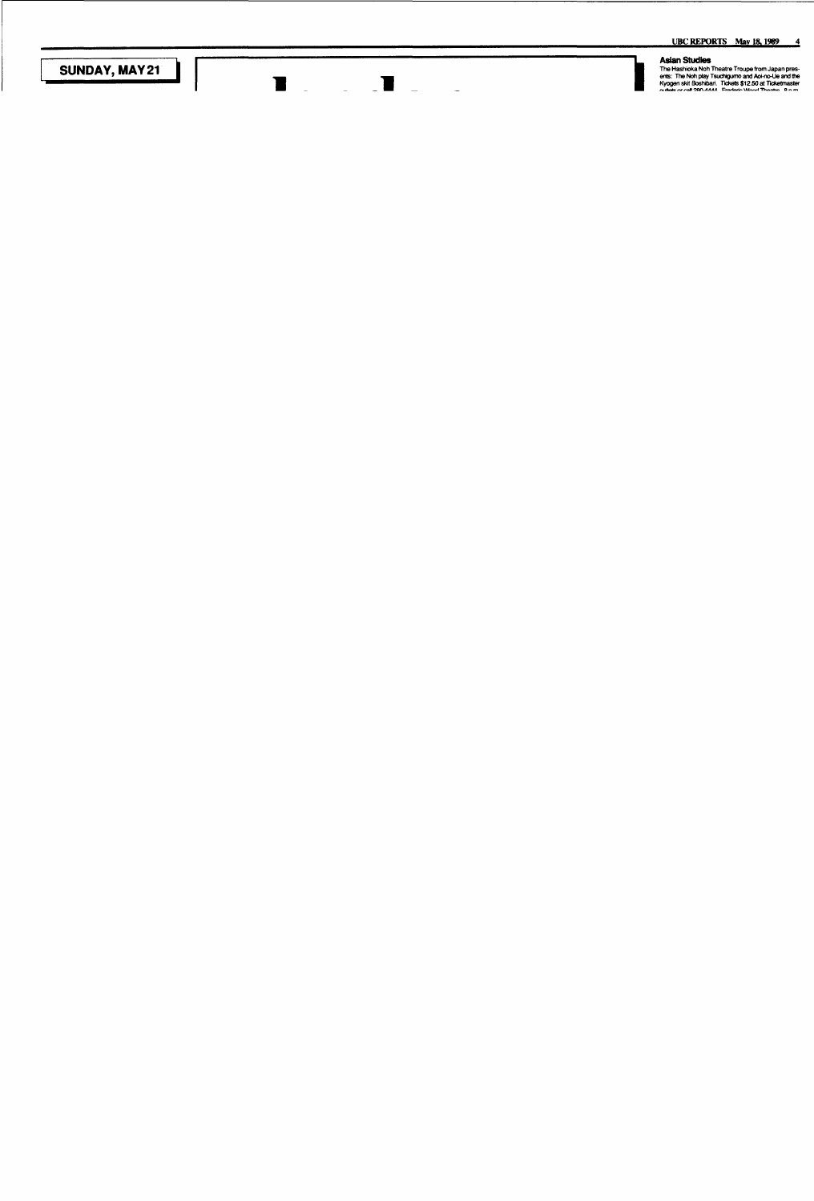## SUNDAY, MAY 21

### Asian Studies

The Hashioka Noh Theatre Troupe from Japan presents: The Noh play Tsuchigumo and Aoi-no-Ue and the Kyogen skit Boshibari. Tickets $12.50 at Ticketmaster